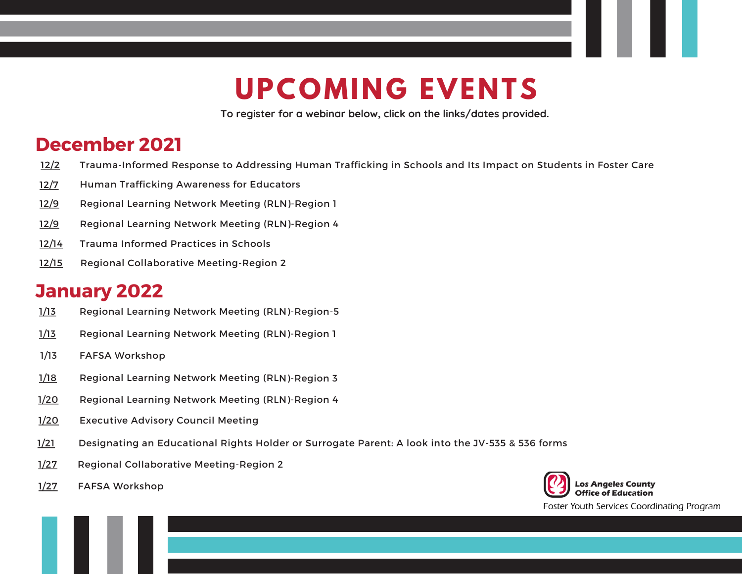# UPCOMING EVENTS

To register for a webinar below, click on the links/dates provided.

## December 2021

- 12/2 Trauma-Informed Response to Addressing Human Trafficking in Schools and Its Impact on Students in Foster Care
- 12/7 Human Trafficking Awareness for Educators
- 12/9 Regional Learning Network Meeting (RLN)-Region 1
- 12/9 Regional Learning Network Meeting (RLN)-Region 4
- 12/14 Trauma Informed Practices in Schools
- 12/15 Regional Collaborative Meeting-Region 2

## January 2022

- 1/13 Regional Learning Network Meeting (RLN)-Region-5
- 1/13 Regional Learning Network Meeting (RLN)-Region 1
- 1/13 FAFSA Workshop
- 1/18 Regional Learning Network Meeting (RLN)-Region 3
- 1/20 Regional Learning Network Meeting (RLN)-Region 4
- 1/20 Executive Advisory Council Meeting
- 1/21 Designating an Educational Rights Holder or Surrogate Parent: A look into the JV-535 & 536 forms
- 1/27 Regional Collaborative Meeting-Region 2
- 1/27 FAFSA Workshop

**Los Angeles County Office of Education**

Foster Youth Services Coordinating Program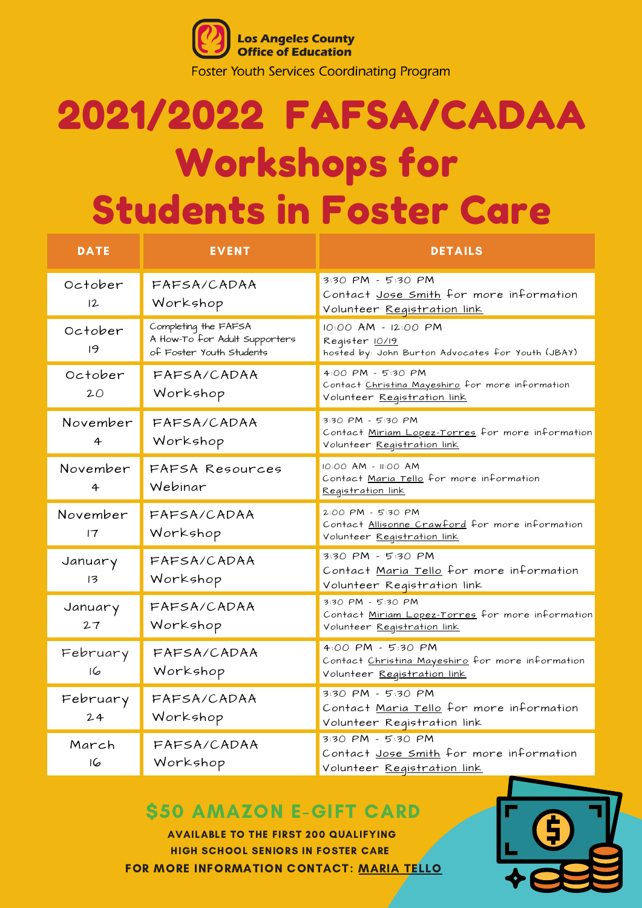Los Angeles County Office of Education

Foster Youth Services Coordinating Program

# 2021/2022 FAFSA/CADAA Workshops for Students in Foster Care

| DATE | EVENT | DETAILS |
|---|---|---|
| October 12 | FAFSA/CADAA Workshop | 3:30 PM - 5:30 PM<br>Contact Jose Smith for more information<br>Volunteer Registration link |
| October 19 | Completing the FAFSA<br>A How-To for Adult Supporters of Foster Youth Students | 10:00 AM - 12:00 PM<br>Register 10/19<br>hosted by: John Burton Advocates for Youth (JBAY) |
| October 20 | FAFSA/CADAA Workshop | 4:00 PM - 5:30 PM<br>Contact Christina Mayeshiro for more information<br>Volunteer Registration link |
| November 4 | FAFSA/CADAA Workshop | 3:30 PM - 5:30 PM<br>Contact Miriam Lopez-Torres for more information<br>Volunteer Registration link |
| November 4 | FAFSA Resources Webinar | 10:00 AM - 11:00 AM<br>Contact Maria Tello for more information<br>Registration link |
| November 17 | FAFSA/CADAA Workshop | 2:00 PM - 5:30 PM<br>Contact Allisonne Crawford for more information<br>Volunteer Registration link |
| January 13 | FAFSA/CADAA Workshop | 3:30 PM - 5:30 PM<br>Contact Maria Tello for more information<br>Volunteer Registration link |
| January 27 | FAFSA/CADAA Workshop | 3:30 PM - 5:30 PM<br>Contact Miriam Lopez-Torres for more information<br>Volunteer Registration link |
| February 16 | FAFSA/CADAA Workshop | 4:00 PM - 5:30 PM<br>Contact Christina Mayeshiro for more information<br>Volunteer Registration link |
| February 24 | FAFSA/CADAA Workshop | 3:30 PM - 5:30 PM<br>Contact Maria Tello for more information<br>Volunteer Registration link |
| March 16 | FAFSA/CADAA Workshop | 3:30 PM - 5:30 PM<br>Contact Jose Smith for more information<br>Volunteer Registration link |

## $50 AMAZON E-GIFT CARD

**AVAILABLE TO THE FIRST 200 QUALIFYING HIGH SCHOOL SENIORS IN FOSTER CARE**

**FOR MORE INFORMATION CONTACT: MARIA TELLO**